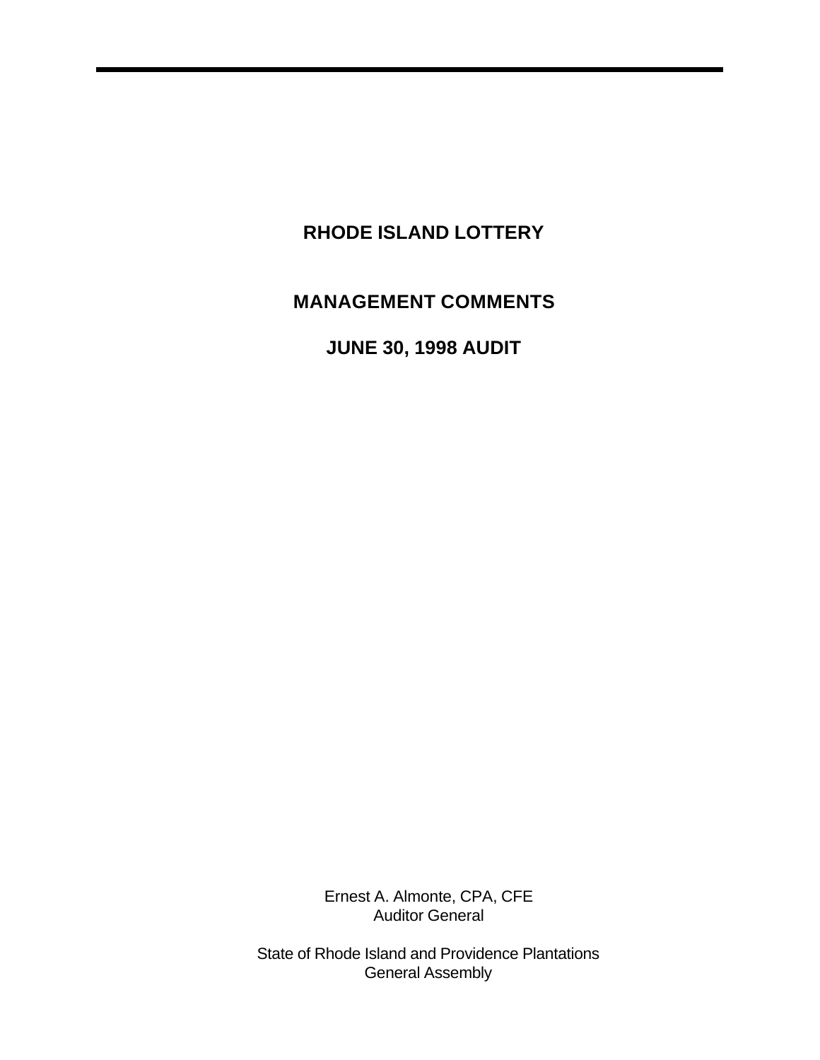# RHODE ISLAND LOTTERY

## MANAGEMENT COMMENTS

## JUNE 30, 1998 AUDIT

Ernest A. Almonte, CPA, CFE
Auditor General

State of Rhode Island and Providence Plantations
General Assembly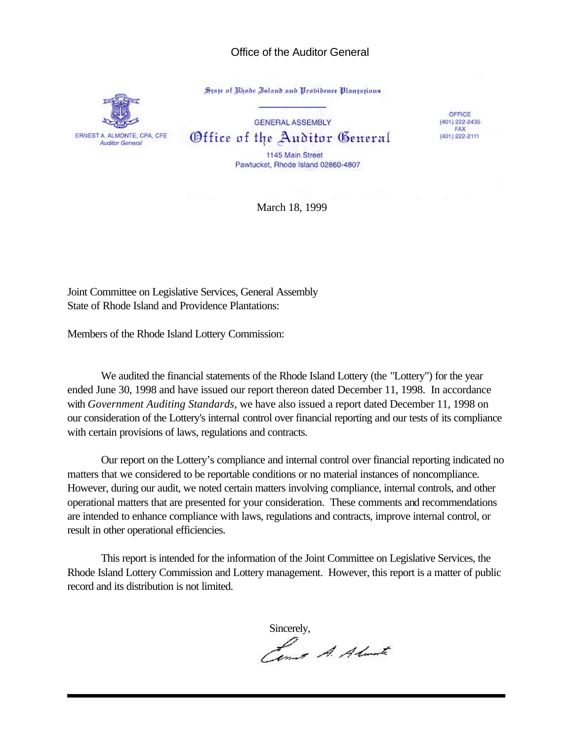Office of the Auditor General

State of Rhode Island and Providence Plantations

GENERAL ASSEMBLY

ERNEST A. ALMONTE, CPA, CFE
*Auditor General*

# Office of the Auditor General

1145 Main Street
Pawtucket, Rhode Island 02860-4807

OFFICE
(401) 222-2435
FAX
(401) 222-2111

March 18, 1999

Joint Committee on Legislative Services, General Assembly
State of Rhode Island and Providence Plantations:

Members of the Rhode Island Lottery Commission:

We audited the financial statements of the Rhode Island Lottery (the "Lottery") for the year ended June 30, 1998 and have issued our report thereon dated December 11, 1998. In accordance with *Government Auditing Standards*, we have also issued a report dated December 11, 1998 on our consideration of the Lottery's internal control over financial reporting and our tests of its compliance with certain provisions of laws, regulations and contracts.

Our report on the Lottery's compliance and internal control over financial reporting indicated no matters that we considered to be reportable conditions or no material instances of noncompliance. However, during our audit, we noted certain matters involving compliance, internal controls, and other operational matters that are presented for your consideration. These comments and recommendations are intended to enhance compliance with laws, regulations and contracts, improve internal control, or result in other operational efficiencies.

This report is intended for the information of the Joint Committee on Legislative Services, the Rhode Island Lottery Commission and Lottery management. However, this report is a matter of public record and its distribution is not limited.

Sincerely,

Ernest A. Almonte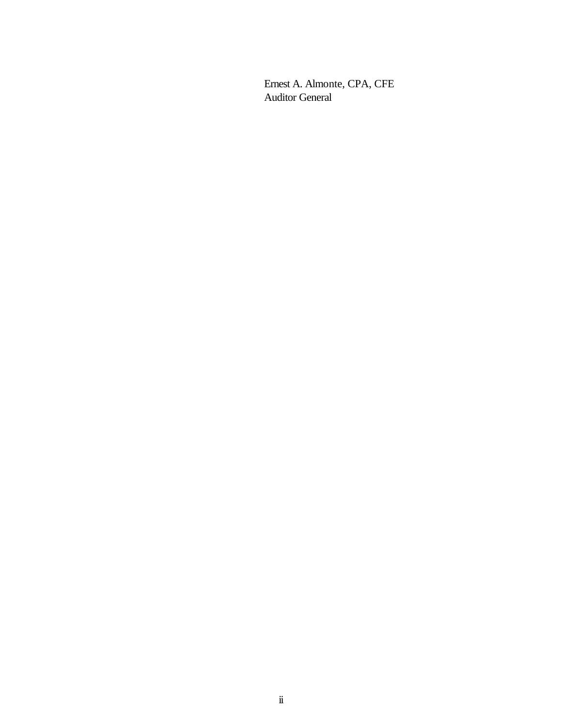Ernest A. Almonte, CPA, CFE
Auditor General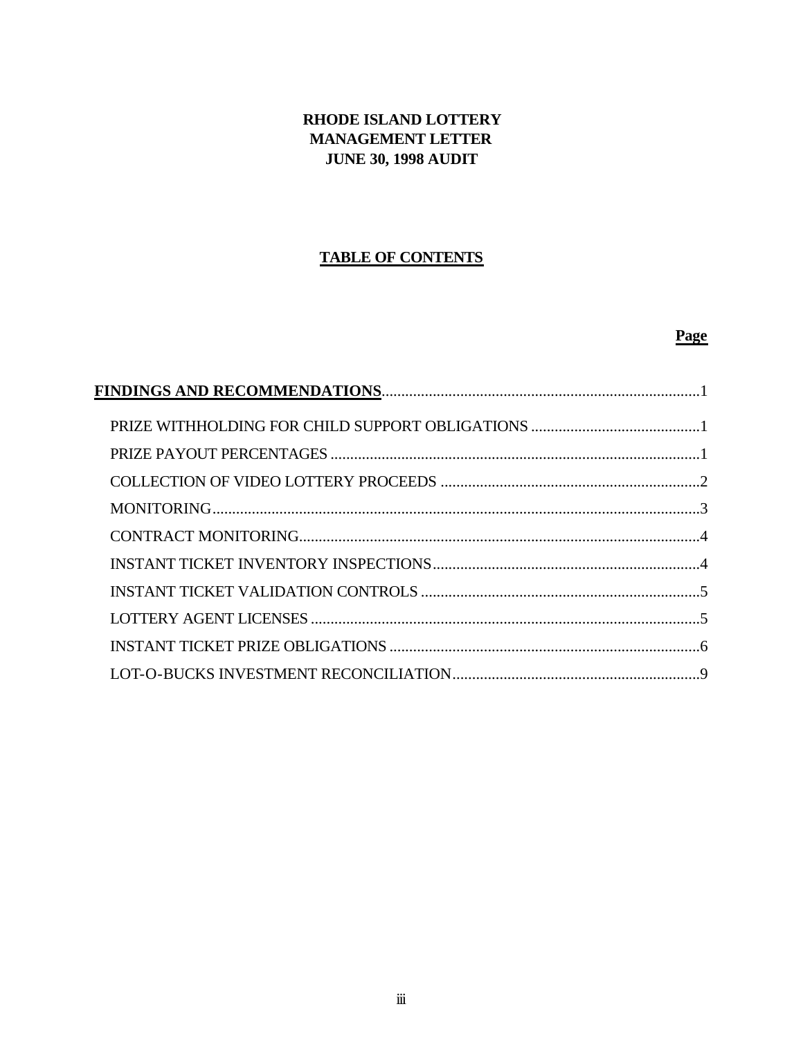**RHODE ISLAND LOTTERY**
**MANAGEMENT LETTER**
**JUNE 30, 1998 AUDIT**

## TABLE OF CONTENTS

| | **Page** |
|---|---|
| **FINDINGS AND RECOMMENDATIONS** | 1 |
| PRIZE WITHHOLDING FOR CHILD SUPPORT OBLIGATIONS | 1 |
| PRIZE PAYOUT PERCENTAGES | 1 |
| COLLECTION OF VIDEO LOTTERY PROCEEDS | 2 |
| MONITORING | 3 |
| CONTRACT MONITORING | 4 |
| INSTANT TICKET INVENTORY INSPECTIONS | 4 |
| INSTANT TICKET VALIDATION CONTROLS | 5 |
| LOTTERY AGENT LICENSES | 5 |
| INSTANT TICKET PRIZE OBLIGATIONS | 6 |
| LOT-O-BUCKS INVESTMENT RECONCILIATION | 9 |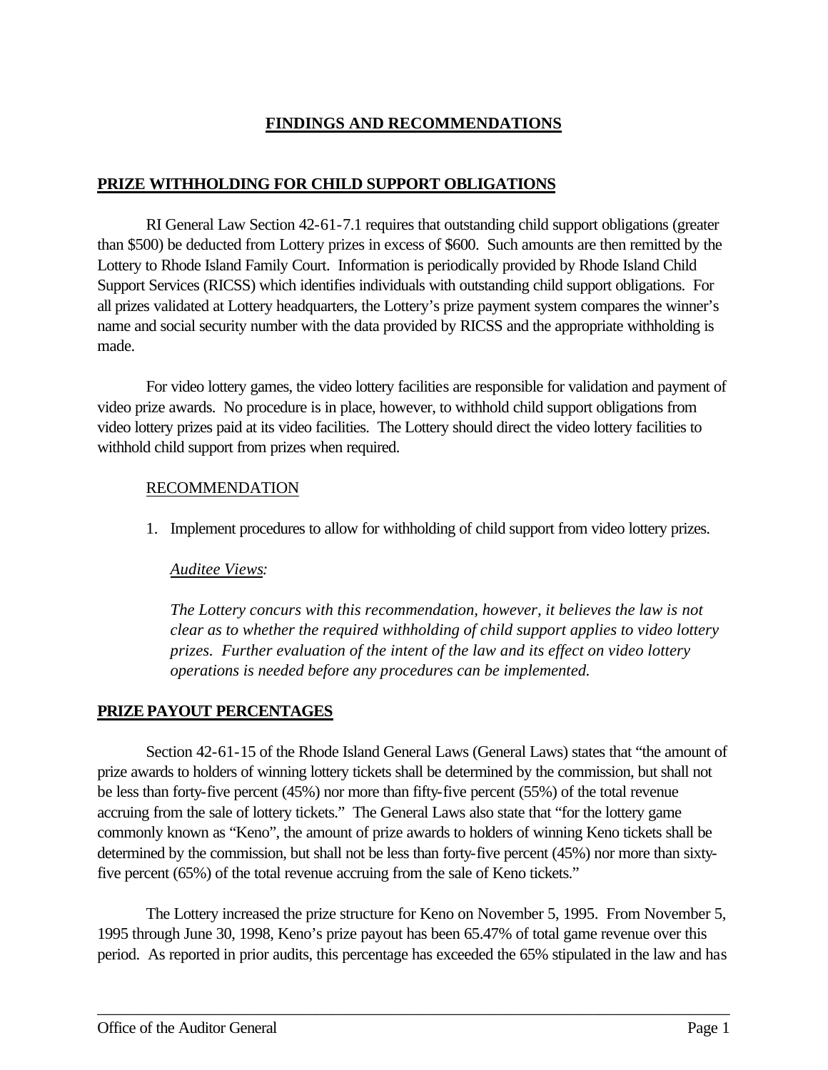# FINDINGS AND RECOMMENDATIONS

## PRIZE WITHHOLDING FOR CHILD SUPPORT OBLIGATIONS

RI General Law Section 42-61-7.1 requires that outstanding child support obligations (greater than $500) be deducted from Lottery prizes in excess of $600. Such amounts are then remitted by the Lottery to Rhode Island Family Court. Information is periodically provided by Rhode Island Child Support Services (RICSS) which identifies individuals with outstanding child support obligations. For all prizes validated at Lottery headquarters, the Lottery's prize payment system compares the winner's name and social security number with the data provided by RICSS and the appropriate withholding is made.

For video lottery games, the video lottery facilities are responsible for validation and payment of video prize awards. No procedure is in place, however, to withhold child support obligations from video lottery prizes paid at its video facilities. The Lottery should direct the video lottery facilities to withhold child support from prizes when required.

RECOMMENDATION

1. Implement procedures to allow for withholding of child support from video lottery prizes.

   *Auditee Views:*

   *The Lottery concurs with this recommendation, however, it believes the law is not clear as to whether the required withholding of child support applies to video lottery prizes. Further evaluation of the intent of the law and its effect on video lottery operations is needed before any procedures can be implemented.*

## PRIZE PAYOUT PERCENTAGES

Section 42-61-15 of the Rhode Island General Laws (General Laws) states that "the amount of prize awards to holders of winning lottery tickets shall be determined by the commission, but shall not be less than forty-five percent (45%) nor more than fifty-five percent (55%) of the total revenue accruing from the sale of lottery tickets." The General Laws also state that "for the lottery game commonly known as "Keno", the amount of prize awards to holders of winning Keno tickets shall be determined by the commission, but shall not be less than forty-five percent (45%) nor more than sixty-five percent (65%) of the total revenue accruing from the sale of Keno tickets."

The Lottery increased the prize structure for Keno on November 5, 1995. From November 5, 1995 through June 30, 1998, Keno's prize payout has been 65.47% of total game revenue over this period. As reported in prior audits, this percentage has exceeded the 65% stipulated in the law and has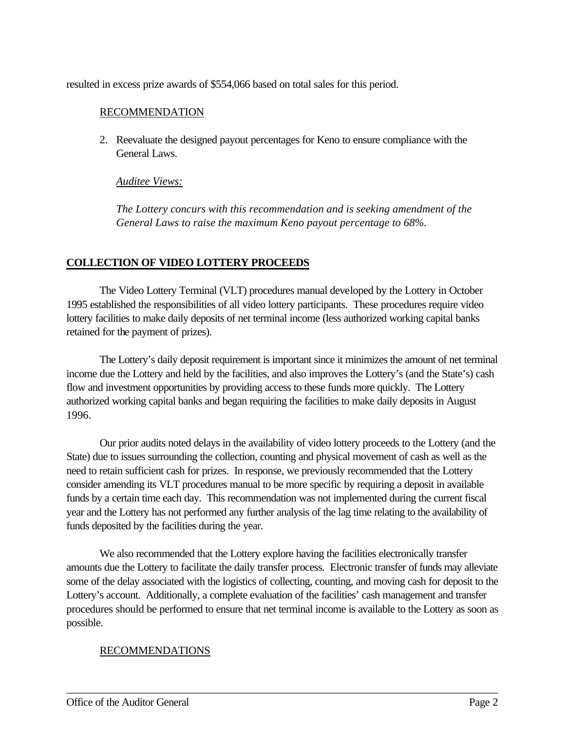resulted in excess prize awards of $554,066 based on total sales for this period.

RECOMMENDATION

2. Reevaluate the designed payout percentages for Keno to ensure compliance with the General Laws.

   *Auditee Views:*

   *The Lottery concurs with this recommendation and is seeking amendment of the General Laws to raise the maximum Keno payout percentage to 68%.*

## COLLECTION OF VIDEO LOTTERY PROCEEDS

The Video Lottery Terminal (VLT) procedures manual developed by the Lottery in October 1995 established the responsibilities of all video lottery participants. These procedures require video lottery facilities to make daily deposits of net terminal income (less authorized working capital banks retained for the payment of prizes).

The Lottery's daily deposit requirement is important since it minimizes the amount of net terminal income due the Lottery and held by the facilities, and also improves the Lottery's (and the State's) cash flow and investment opportunities by providing access to these funds more quickly. The Lottery authorized working capital banks and began requiring the facilities to make daily deposits in August 1996.

Our prior audits noted delays in the availability of video lottery proceeds to the Lottery (and the State) due to issues surrounding the collection, counting and physical movement of cash as well as the need to retain sufficient cash for prizes. In response, we previously recommended that the Lottery consider amending its VLT procedures manual to be more specific by requiring a deposit in available funds by a certain time each day. This recommendation was not implemented during the current fiscal year and the Lottery has not performed any further analysis of the lag time relating to the availability of funds deposited by the facilities during the year.

We also recommended that the Lottery explore having the facilities electronically transfer amounts due the Lottery to facilitate the daily transfer process. Electronic transfer of funds may alleviate some of the delay associated with the logistics of collecting, counting, and moving cash for deposit to the Lottery's account. Additionally, a complete evaluation of the facilities' cash management and transfer procedures should be performed to ensure that net terminal income is available to the Lottery as soon as possible.

RECOMMENDATIONS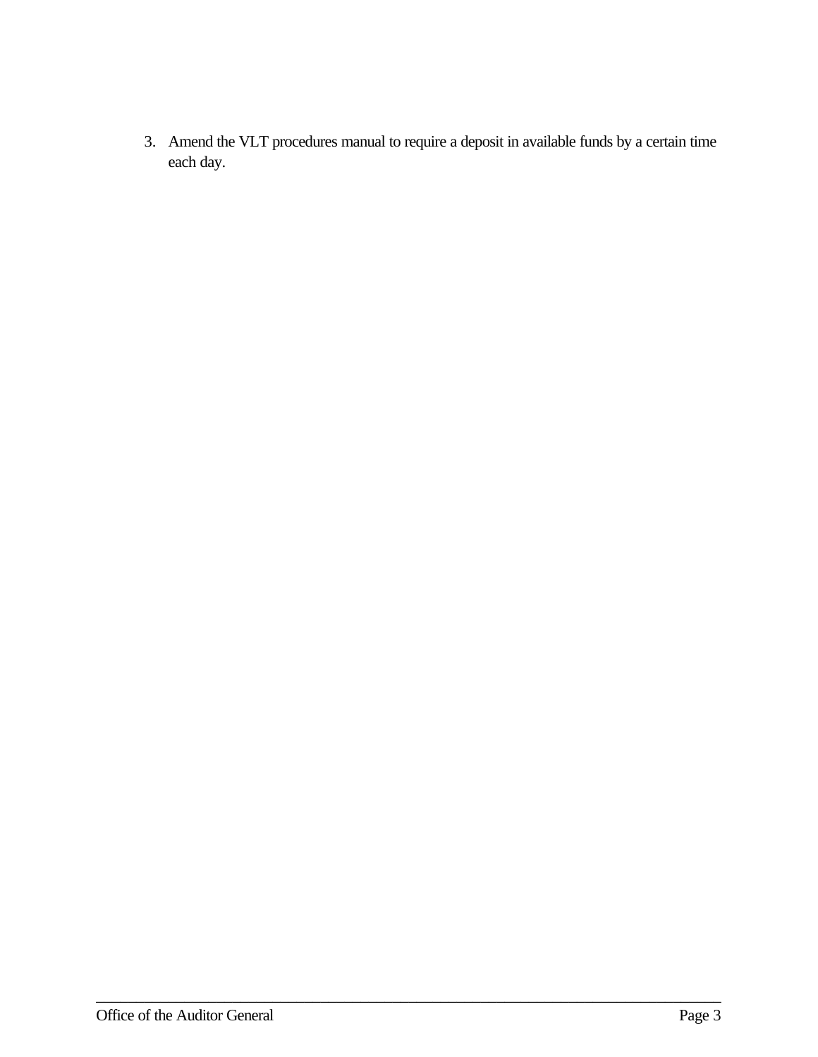3. Amend the VLT procedures manual to require a deposit in available funds by a certain time each day.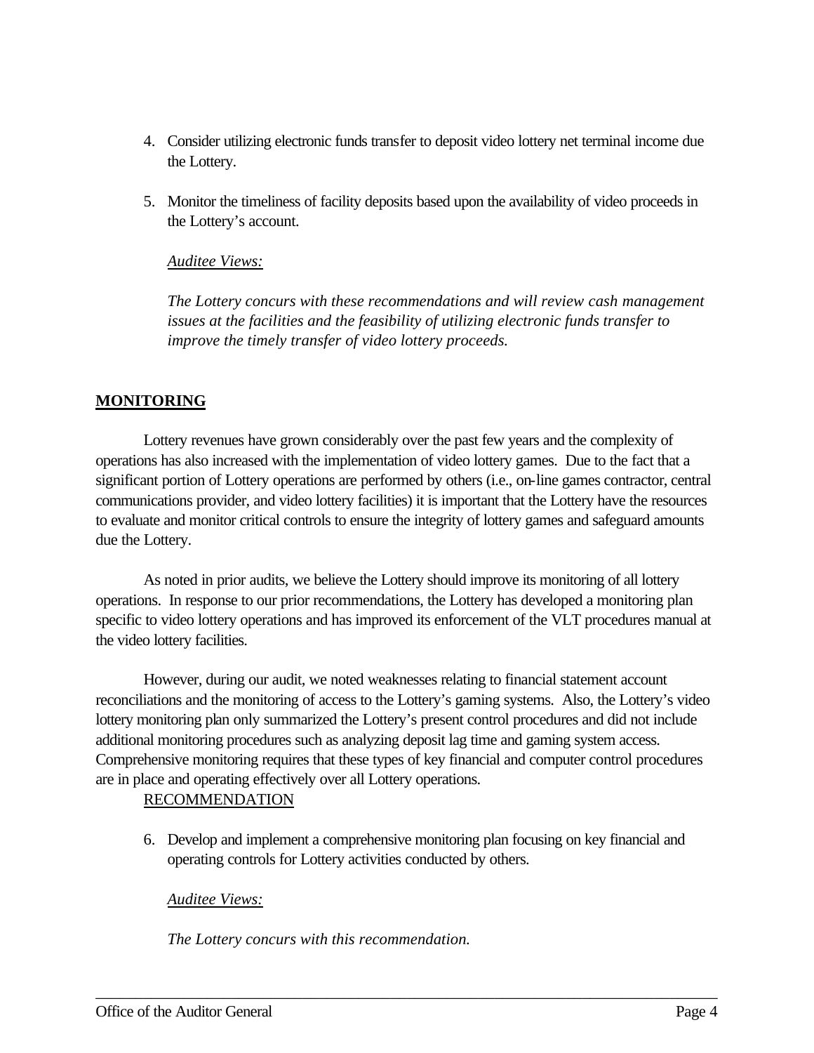4. Consider utilizing electronic funds transfer to deposit video lottery net terminal income due the Lottery.

5. Monitor the timeliness of facility deposits based upon the availability of video proceeds in the Lottery's account.

   *Auditee Views:*

   *The Lottery concurs with these recommendations and will review cash management issues at the facilities and the feasibility of utilizing electronic funds transfer to improve the timely transfer of video lottery proceeds.*

## MONITORING

Lottery revenues have grown considerably over the past few years and the complexity of operations has also increased with the implementation of video lottery games. Due to the fact that a significant portion of Lottery operations are performed by others (i.e., on-line games contractor, central communications provider, and video lottery facilities) it is important that the Lottery have the resources to evaluate and monitor critical controls to ensure the integrity of lottery games and safeguard amounts due the Lottery.

As noted in prior audits, we believe the Lottery should improve its monitoring of all lottery operations. In response to our prior recommendations, the Lottery has developed a monitoring plan specific to video lottery operations and has improved its enforcement of the VLT procedures manual at the video lottery facilities.

However, during our audit, we noted weaknesses relating to financial statement account reconciliations and the monitoring of access to the Lottery's gaming systems. Also, the Lottery's video lottery monitoring plan only summarized the Lottery's present control procedures and did not include additional monitoring procedures such as analyzing deposit lag time and gaming system access. Comprehensive monitoring requires that these types of key financial and computer control procedures are in place and operating effectively over all Lottery operations.

RECOMMENDATION

6. Develop and implement a comprehensive monitoring plan focusing on key financial and operating controls for Lottery activities conducted by others.

   *Auditee Views:*

   *The Lottery concurs with this recommendation.*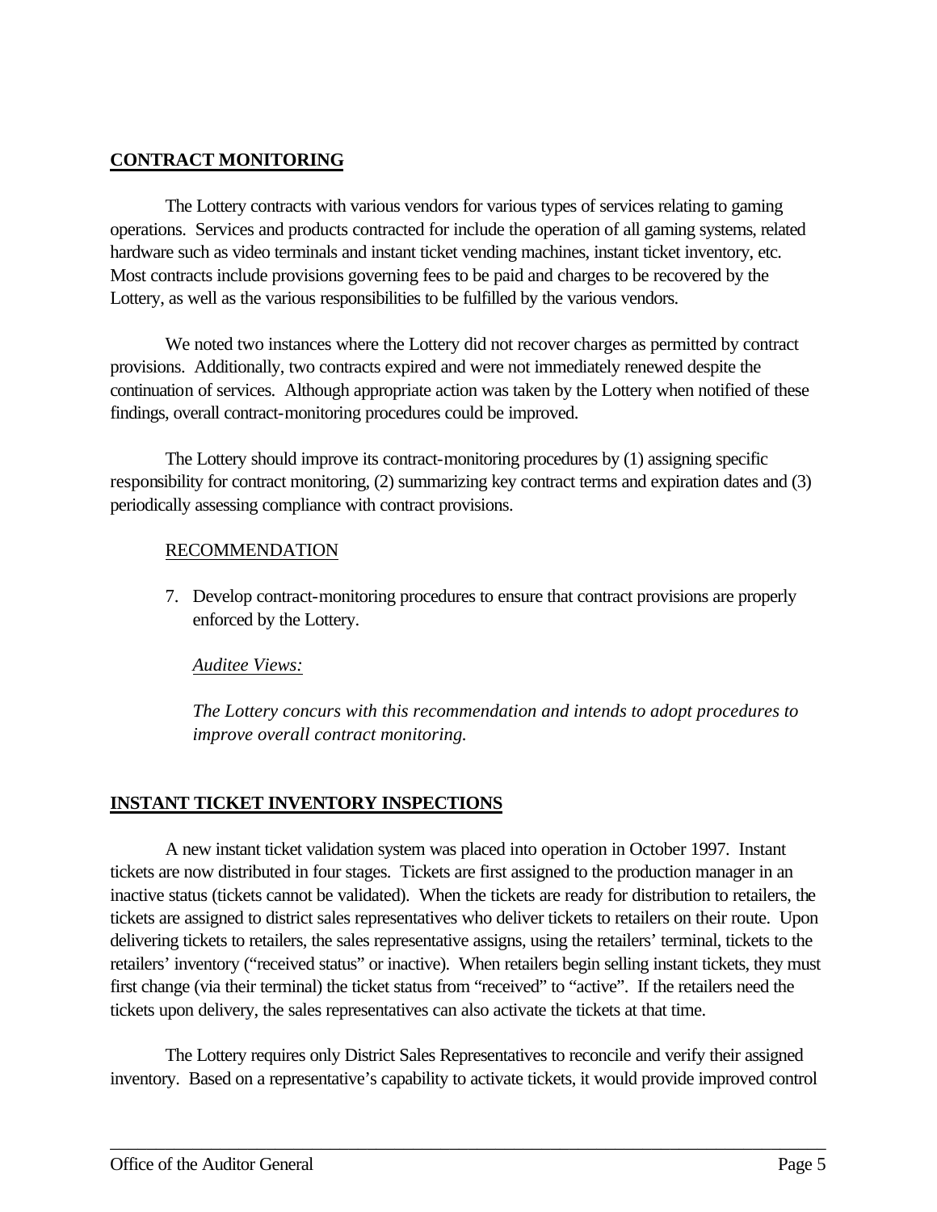## CONTRACT MONITORING

The Lottery contracts with various vendors for various types of services relating to gaming operations. Services and products contracted for include the operation of all gaming systems, related hardware such as video terminals and instant ticket vending machines, instant ticket inventory, etc. Most contracts include provisions governing fees to be paid and charges to be recovered by the Lottery, as well as the various responsibilities to be fulfilled by the various vendors.

We noted two instances where the Lottery did not recover charges as permitted by contract provisions. Additionally, two contracts expired and were not immediately renewed despite the continuation of services. Although appropriate action was taken by the Lottery when notified of these findings, overall contract-monitoring procedures could be improved.

The Lottery should improve its contract-monitoring procedures by (1) assigning specific responsibility for contract monitoring, (2) summarizing key contract terms and expiration dates and (3) periodically assessing compliance with contract provisions.

### RECOMMENDATION

7. Develop contract-monitoring procedures to ensure that contract provisions are properly enforced by the Lottery.

   *Auditee Views:*

   *The Lottery concurs with this recommendation and intends to adopt procedures to improve overall contract monitoring.*

## INSTANT TICKET INVENTORY INSPECTIONS

A new instant ticket validation system was placed into operation in October 1997. Instant tickets are now distributed in four stages. Tickets are first assigned to the production manager in an inactive status (tickets cannot be validated). When the tickets are ready for distribution to retailers, the tickets are assigned to district sales representatives who deliver tickets to retailers on their route. Upon delivering tickets to retailers, the sales representative assigns, using the retailers' terminal, tickets to the retailers' inventory ("received status" or inactive). When retailers begin selling instant tickets, they must first change (via their terminal) the ticket status from "received" to "active". If the retailers need the tickets upon delivery, the sales representatives can also activate the tickets at that time.

The Lottery requires only District Sales Representatives to reconcile and verify their assigned inventory. Based on a representative's capability to activate tickets, it would provide improved control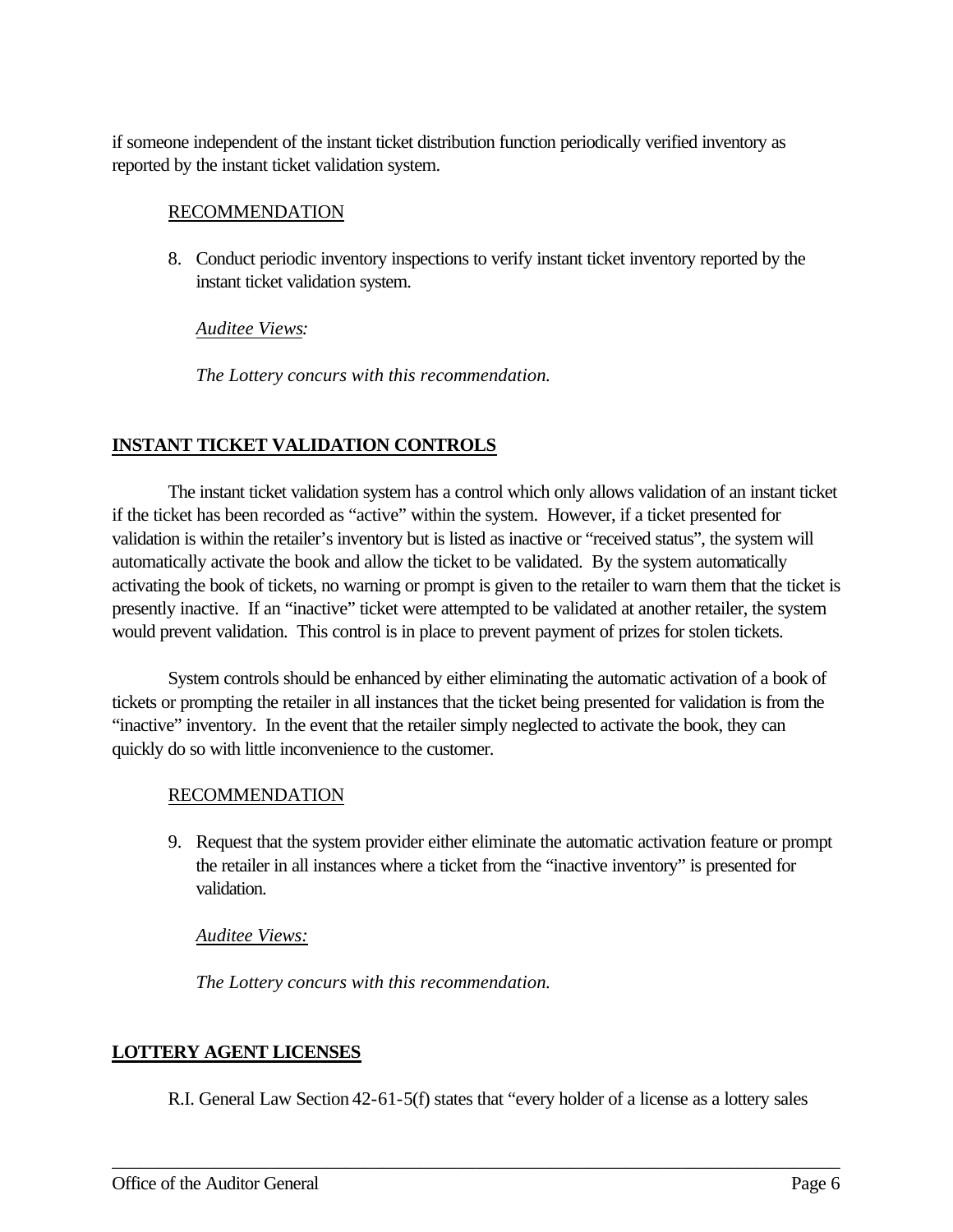if someone independent of the instant ticket distribution function periodically verified inventory as reported by the instant ticket validation system.

<u>RECOMMENDATION</u>

8. Conduct periodic inventory inspections to verify instant ticket inventory reported by the instant ticket validation system.

   <u>*Auditee Views*</u>*:*

   *The Lottery concurs with this recommendation.*

## INSTANT TICKET VALIDATION CONTROLS

The instant ticket validation system has a control which only allows validation of an instant ticket if the ticket has been recorded as "active" within the system. However, if a ticket presented for validation is within the retailer's inventory but is listed as inactive or "received status", the system will automatically activate the book and allow the ticket to be validated. By the system automatically activating the book of tickets, no warning or prompt is given to the retailer to warn them that the ticket is presently inactive. If an "inactive" ticket were attempted to be validated at another retailer, the system would prevent validation. This control is in place to prevent payment of prizes for stolen tickets.

System controls should be enhanced by either eliminating the automatic activation of a book of tickets or prompting the retailer in all instances that the ticket being presented for validation is from the "inactive" inventory. In the event that the retailer simply neglected to activate the book, they can quickly do so with little inconvenience to the customer.

<u>RECOMMENDATION</u>

9. Request that the system provider either eliminate the automatic activation feature or prompt the retailer in all instances where a ticket from the "inactive inventory" is presented for validation.

   <u>*Auditee Views:*</u>

   *The Lottery concurs with this recommendation.*

## LOTTERY AGENT LICENSES

R.I. General Law Section 42-61-5(f) states that "every holder of a license as a lottery sales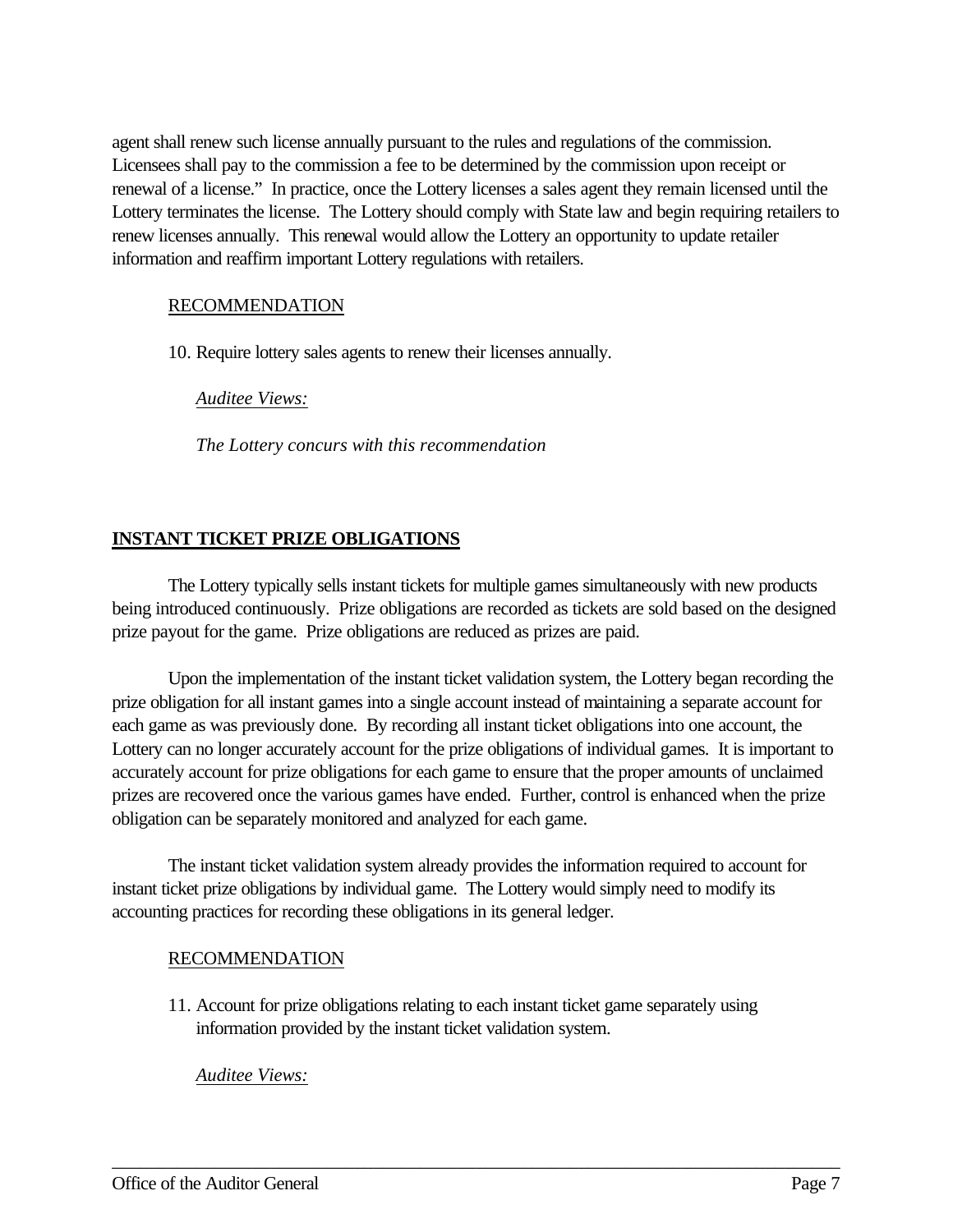agent shall renew such license annually pursuant to the rules and regulations of the commission. Licensees shall pay to the commission a fee to be determined by the commission upon receipt or renewal of a license." In practice, once the Lottery licenses a sales agent they remain licensed until the Lottery terminates the license. The Lottery should comply with State law and begin requiring retailers to renew licenses annually. This renewal would allow the Lottery an opportunity to update retailer information and reaffirm important Lottery regulations with retailers.

RECOMMENDATION

10. Require lottery sales agents to renew their licenses annually.

*Auditee Views:*

*The Lottery concurs with this recommendation*

## INSTANT TICKET PRIZE OBLIGATIONS

The Lottery typically sells instant tickets for multiple games simultaneously with new products being introduced continuously. Prize obligations are recorded as tickets are sold based on the designed prize payout for the game. Prize obligations are reduced as prizes are paid.

Upon the implementation of the instant ticket validation system, the Lottery began recording the prize obligation for all instant games into a single account instead of maintaining a separate account for each game as was previously done. By recording all instant ticket obligations into one account, the Lottery can no longer accurately account for the prize obligations of individual games. It is important to accurately account for prize obligations for each game to ensure that the proper amounts of unclaimed prizes are recovered once the various games have ended. Further, control is enhanced when the prize obligation can be separately monitored and analyzed for each game.

The instant ticket validation system already provides the information required to account for instant ticket prize obligations by individual game. The Lottery would simply need to modify its accounting practices for recording these obligations in its general ledger.

RECOMMENDATION

11. Account for prize obligations relating to each instant ticket game separately using information provided by the instant ticket validation system.

*Auditee Views:*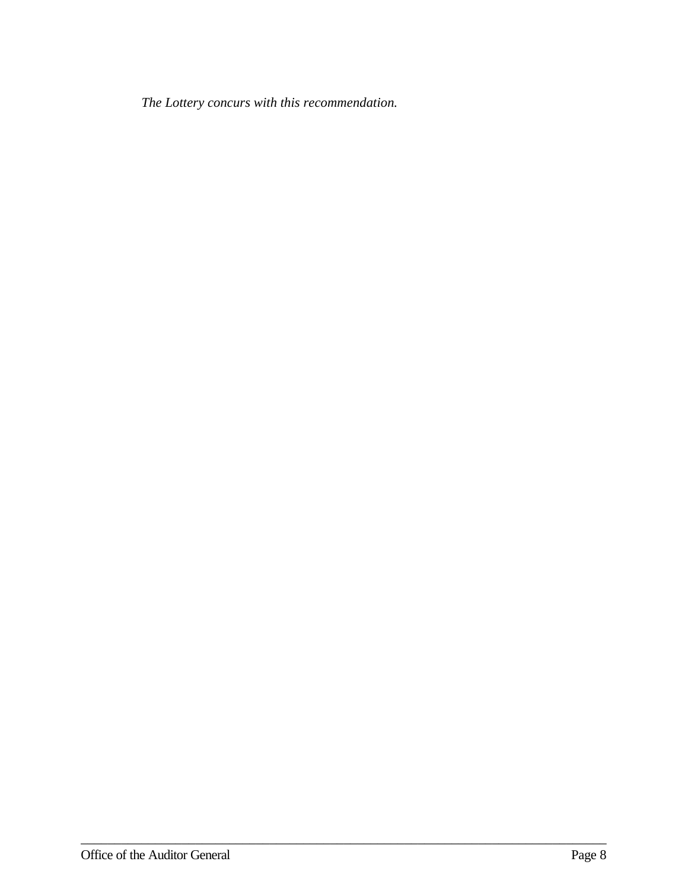*The Lottery concurs with this recommendation.*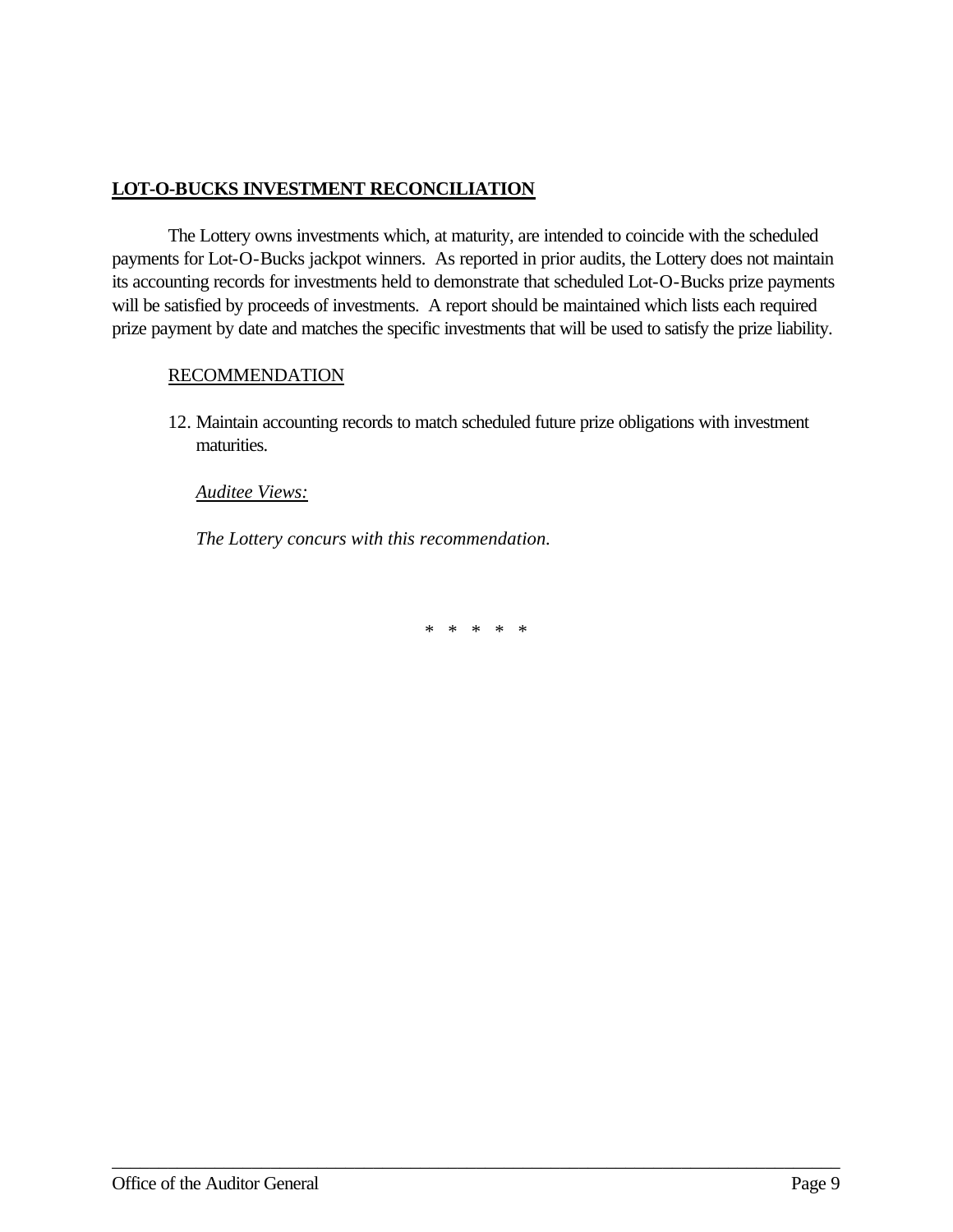## LOT-O-BUCKS INVESTMENT RECONCILIATION

The Lottery owns investments which, at maturity, are intended to coincide with the scheduled payments for Lot-O-Bucks jackpot winners. As reported in prior audits, the Lottery does not maintain its accounting records for investments held to demonstrate that scheduled Lot-O-Bucks prize payments will be satisfied by proceeds of investments. A report should be maintained which lists each required prize payment by date and matches the specific investments that will be used to satisfy the prize liability.

RECOMMENDATION

12. Maintain accounting records to match scheduled future prize obligations with investment maturities.

    *Auditee Views:*

    *The Lottery concurs with this recommendation.*

\* \* \* \* \*